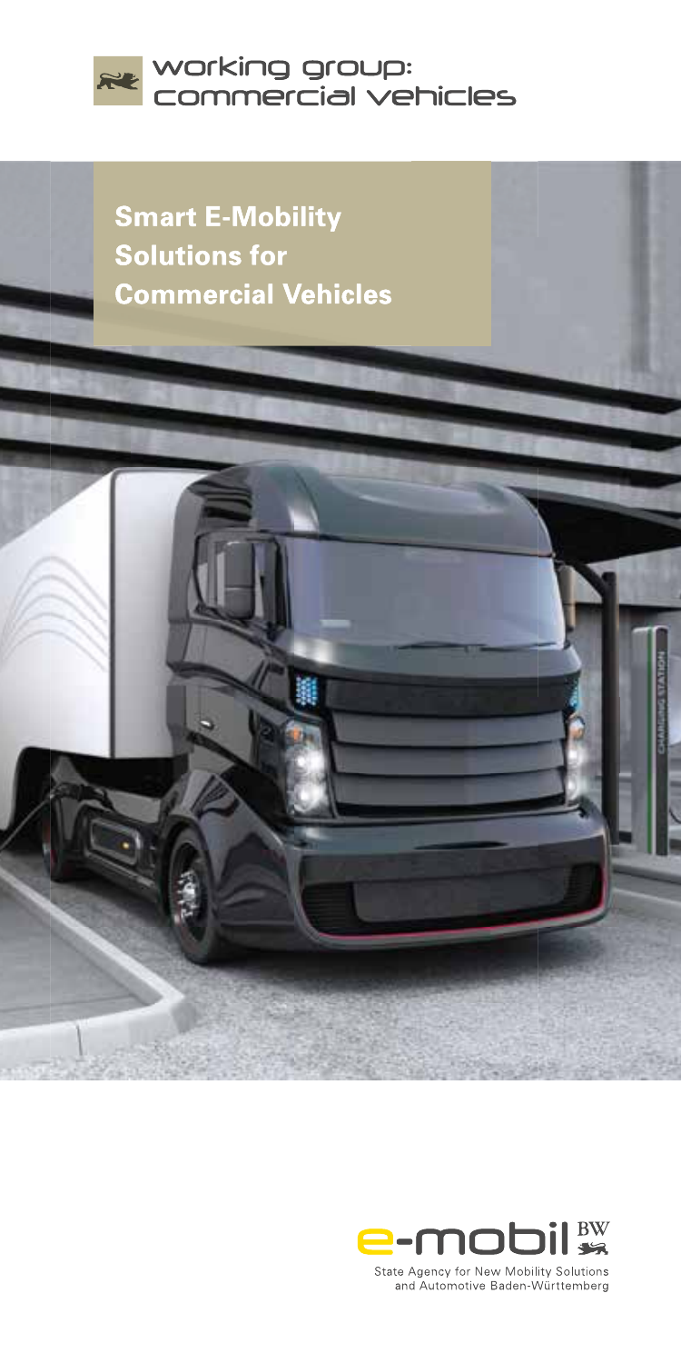working group: commercial vehicles

# Smart E-Mobility Solutions for Commercial Vehicles

e-mobil BW

State Agency for New Mobility Solutions and Automotive Baden-Württemberg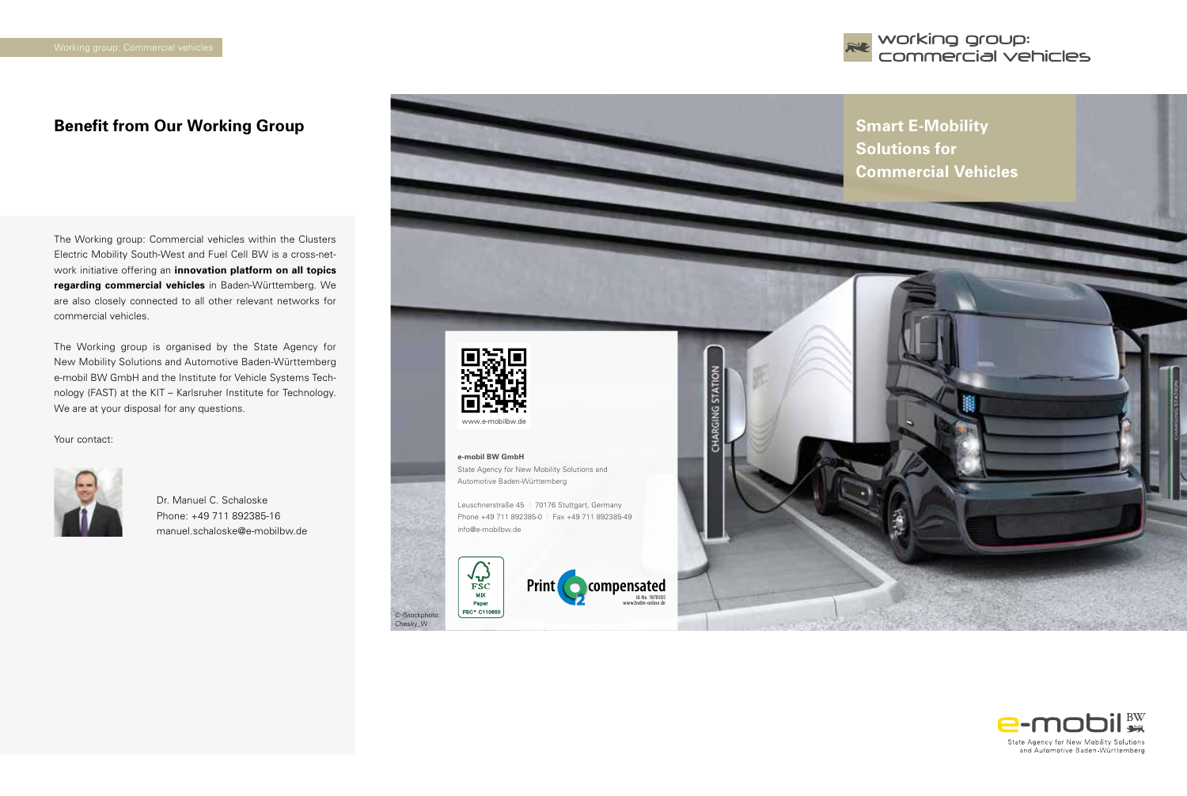## Benefit from Our Working Group

The Working group: Commercial vehicles within the Clusters Electric Mobility South-West and Fuel Cell BW is a cross-network initiative offering an **innovation platform on all topics regarding commercial vehicles** in Baden-Württemberg. We are also closely connected to all other relevant networks for commercial vehicles.

The Working group is organised by the State Agency for New Mobility Solutions and Automotive Baden-Württemberg e-mobil BW GmbH and the Institute for Vehicle Systems Technology (FAST) at the KIT – Karlsruher Institute for Technology. We are at your disposal for any questions.

Your contact:

Dr. Manuel C. Schaloske
Phone: +49 711 892385-16
manuel.schaloske@e-mobilbw.de

www.e-mobilbw.de

**e-mobil BW GmbH**
State Agency for New Mobility Solutions and Automotive Baden-Württemberg

Leuschnerstraße 45 | 70176 Stuttgart, Germany
Phone +49 711 892385-0 | Fax +49 711 892385-49
info@e-mobilbw.de

FSC MIX Paper FSC® C110650

Print compensated Id-No. 1870505 www.bvdm-online.de

© iStockphoto: Chesky_W

working group: commercial vehicles

# Smart E-Mobility Solutions for Commercial Vehicles

e-mobil BW
State Agency for New Mobility Solutions and Automotive Baden-Württemberg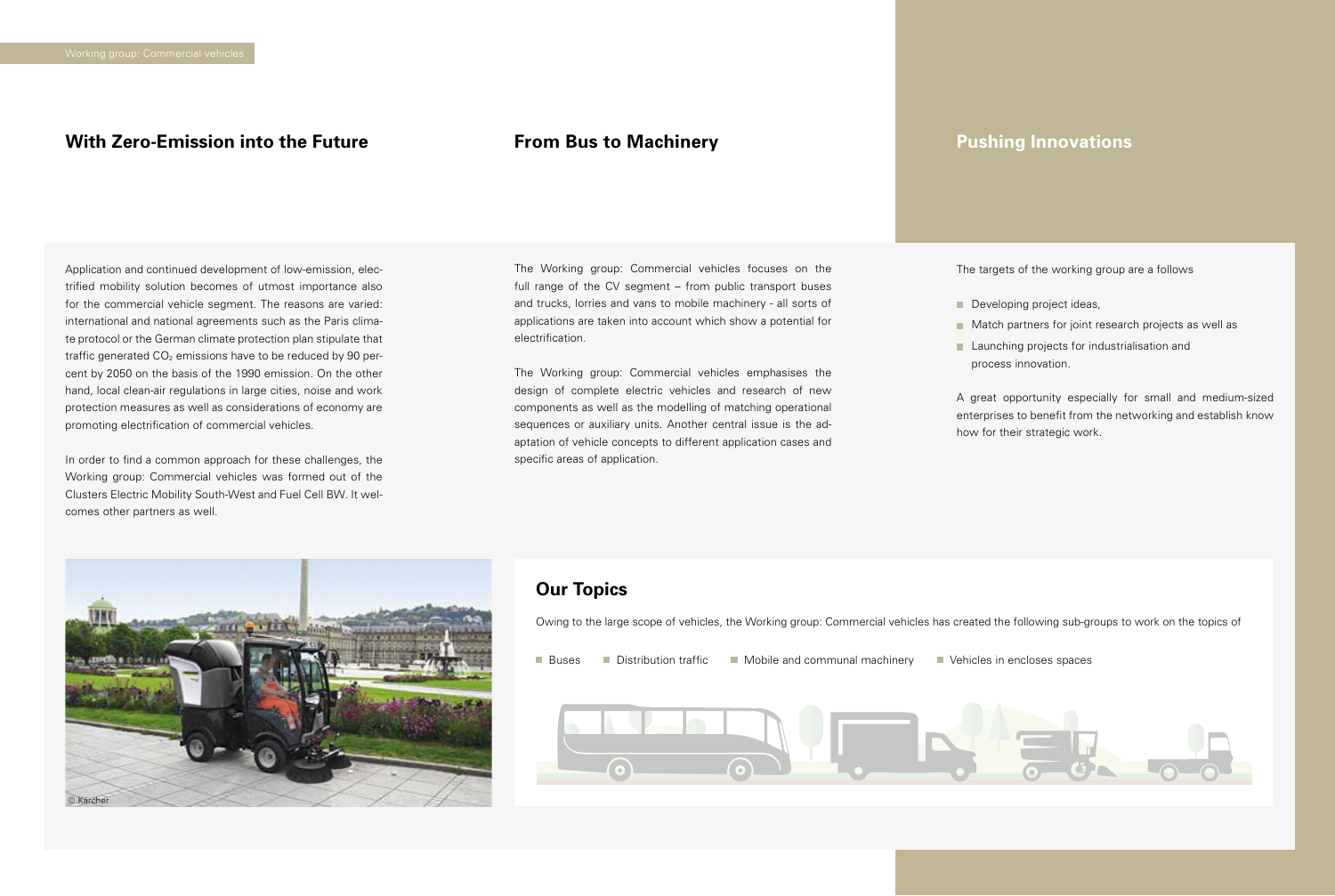## With Zero-Emission into the Future

Application and continued development of low-emission, electrified mobility solution becomes of utmost importance also for the commercial vehicle segment. The reasons are varied: international and national agreements such as the Paris climate protocol or the German climate protection plan stipulate that traffic generated $CO_2$ emissions have to be reduced by 90 percent by 2050 on the basis of the 1990 emission. On the other hand, local clean-air regulations in large cities, noise and work protection measures as well as considerations of economy are promoting electrification of commercial vehicles.

In order to find a common approach for these challenges, the Working group: Commercial vehicles was formed out of the Clusters Electric Mobility South-West and Fuel Cell BW. It welcomes other partners as well.

© Kärcher

## From Bus to Machinery

The Working group: Commercial vehicles focuses on the full range of the CV segment – from public transport buses and trucks, lorries and vans to mobile machinery - all sorts of applications are taken into account which show a potential for electrification.

The Working group: Commercial vehicles emphasises the design of complete electric vehicles and research of new components as well as the modelling of matching operational sequences or auxiliary units. Another central issue is the adaptation of vehicle concepts to different application cases and specific areas of application.

## Pushing Innovations

The targets of the working group are a follows

- Developing project ideas,
- Match partners for joint research projects as well as
- Launching projects for industrialisation and process innovation.

A great opportunity especially for small and medium-sized enterprises to benefit from the networking and establish know how for their strategic work.

## Our Topics

Owing to the large scope of vehicles, the Working group: Commercial vehicles has created the following sub-groups to work on the topics of

- Buses
- Distribution traffic
- Mobile and communal machinery
- Vehicles in encloses spaces